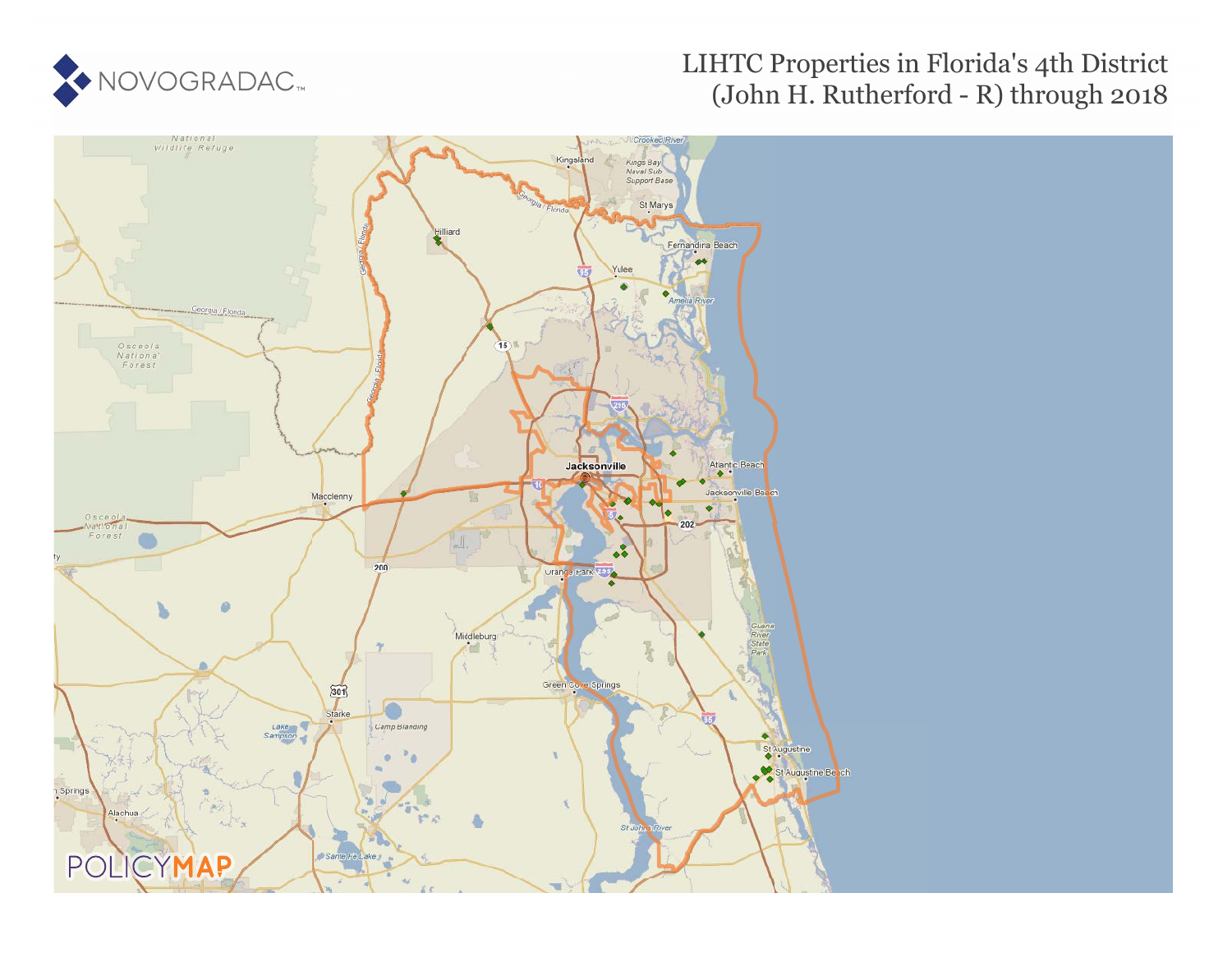NOVOGRADAC

# LIHTC Properties in Florida's 4th District (John H. Rutherford - R) through 2018

POLICYMAP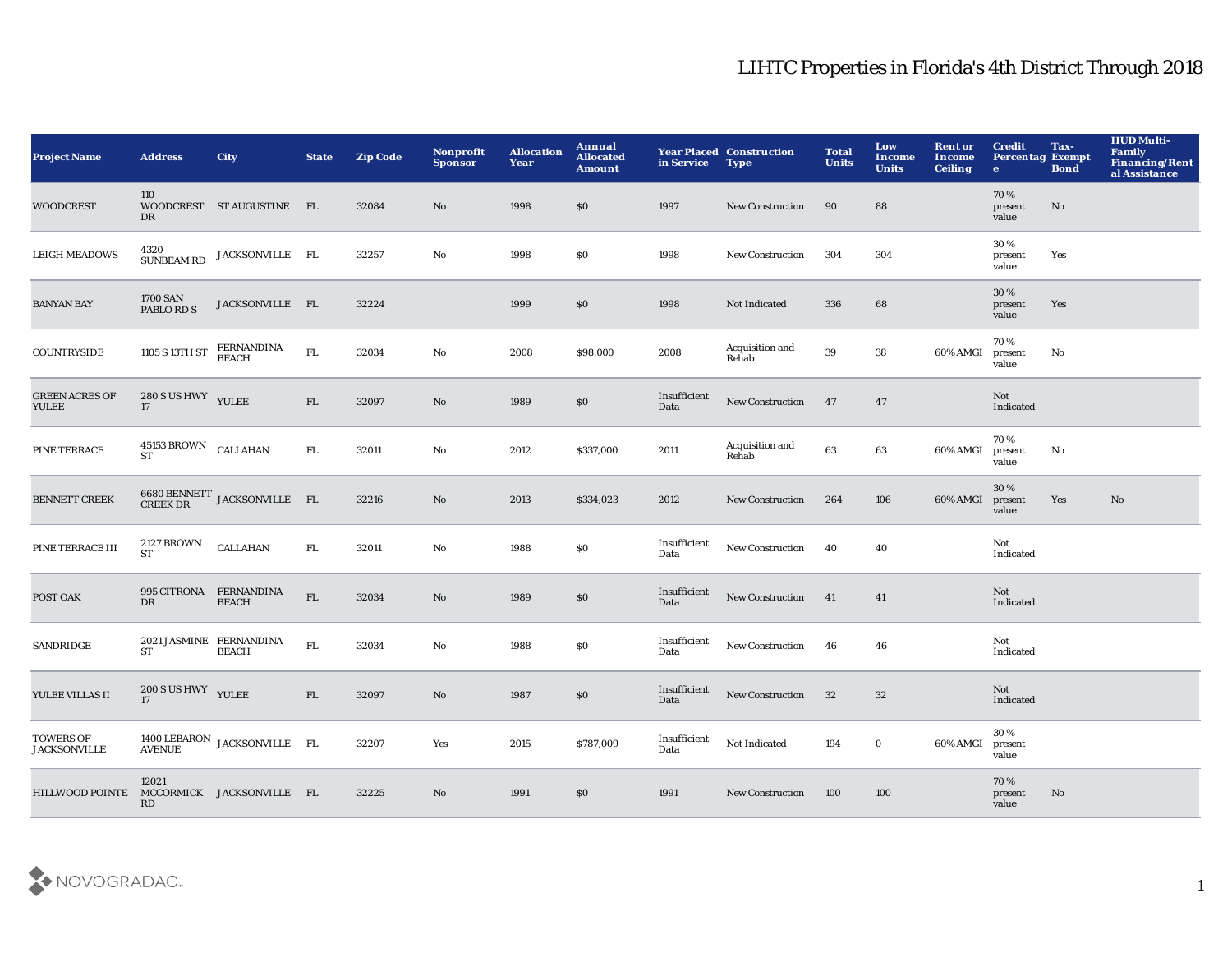# LIHTC Properties in Florida's 4th District Through 2018

| Project Name | Address | City | State | Zip Code | Nonprofit Sponsor | Allocation Year | Annual Allocated Amount | Year Placed in Service | Construction Type | Total Units | Low Income Units | Rent or Income Ceiling | Credit Percentage | Tax-Exempt Bond | HUD Multi-Family Financing/Rental Assistance |
|---|---|---|---|---|---|---|---|---|---|---|---|---|---|---|---|
| WOODCREST | 110 WOODCREST DR | ST AUGUSTINE | FL | 32084 | No | 1998 | $0 | 1997 | New Construction | 90 | 88 | | 70 % present value | No | |
| LEIGH MEADOWS | 4320 SUNBEAM RD | JACKSONVILLE | FL | 32257 | No | 1998 | $0 | 1998 | New Construction | 304 | 304 | | 30 % present value | Yes | |
| BANYAN BAY | 1700 SAN PABLO RD S | JACKSONVILLE | FL | 32224 | | 1999 | $0 | 1998 | Not Indicated | 336 | 68 | | 30 % present value | Yes | |
| COUNTRYSIDE | 1105 S 13TH ST | FERNANDINA BEACH | FL | 32034 | No | 2008 | $98,000 | 2008 | Acquisition and Rehab | 39 | 38 | 60% AMGI | 70 % present value | No | |
| GREEN ACRES OF YULEE | 280 S US HWY 17 | YULEE | FL | 32097 | No | 1989 | $0 | Insufficient Data | New Construction | 47 | 47 | | Not Indicated | | |
| PINE TERRACE | 45153 BROWN ST | CALLAHAN | FL | 32011 | No | 2012 | $337,000 | 2011 | Acquisition and Rehab | 63 | 63 | 60% AMGI | 70 % present value | No | |
| BENNETT CREEK | 6680 BENNETT CREEK DR | JACKSONVILLE | FL | 32216 | No | 2013 | $334,023 | 2012 | New Construction | 264 | 106 | 60% AMGI | 30 % present value | Yes | No |
| PINE TERRACE III | 2127 BROWN ST | CALLAHAN | FL | 32011 | No | 1988 | $0 | Insufficient Data | New Construction | 40 | 40 | | Not Indicated | | |
| POST OAK | 995 CITRONA DR | FERNANDINA BEACH | FL | 32034 | No | 1989 | $0 | Insufficient Data | New Construction | 41 | 41 | | Not Indicated | | |
| SANDRIDGE | 2021 JASMINE ST | FERNANDINA BEACH | FL | 32034 | No | 1988 | $0 | Insufficient Data | New Construction | 46 | 46 | | Not Indicated | | |
| YULEE VILLAS II | 200 S US HWY 17 | YULEE | FL | 32097 | No | 1987 | $0 | Insufficient Data | New Construction | 32 | 32 | | Not Indicated | | |
| TOWERS OF JACKSONVILLE | 1400 LEBARON AVENUE | JACKSONVILLE | FL | 32207 | Yes | 2015 | $787,009 | Insufficient Data | Not Indicated | 194 | 0 | 60% AMGI | 30 % present value | | |
| HILLWOOD POINTE | 12021 MCCORMICK RD | JACKSONVILLE | FL | 32225 | No | 1991 | $0 | 1991 | New Construction | 100 | 100 | | 70 % present value | No | |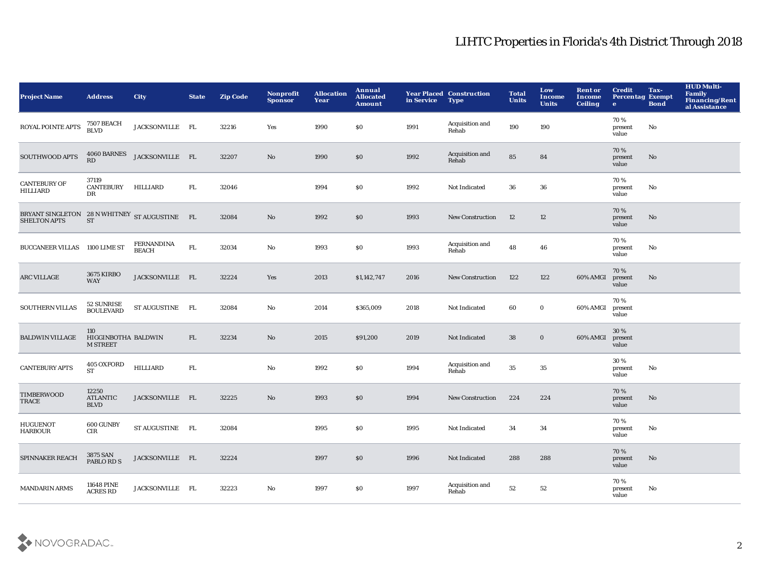# LIHTC Properties in Florida's 4th District Through 2018

| Project Name | Address | City | State | Zip Code | Nonprofit Sponsor | Allocation Year | Annual Allocated Amount | Year Placed in Service | Construction Type | Total Units | Low Income Units | Rent or Income Ceiling | Credit Percentage | Tax-Exempt Bond | HUD Multi-Family Financing/Rental Assistance |
|---|---|---|---|---|---|---|---|---|---|---|---|---|---|---|---|
| ROYAL POINTE APTS | 7507 BEACH BLVD | JACKSONVILLE | FL | 32216 | Yes | 1990 | $0 | 1991 | Acquisition and Rehab | 190 | 190 | | 70 % present value | No | |
| SOUTHWOOD APTS | 4060 BARNES RD | JACKSONVILLE | FL | 32207 | No | 1990 | $0 | 1992 | Acquisition and Rehab | 85 | 84 | | 70 % present value | No | |
| CANTEBURY OF HILLIARD | 37119 CANTEBURY DR | HILLIARD | FL | 32046 | | 1994 | $0 | 1992 | Not Indicated | 36 | 36 | | 70 % present value | No | |
| BRYANT SINGLETON SHELTON APTS | 28 N WHITNEY ST | ST AUGUSTINE | FL | 32084 | No | 1992 | $0 | 1993 | New Construction | 12 | 12 | | 70 % present value | No | |
| BUCCANEER VILLAS | 1100 LIME ST | FERNANDINA BEACH | FL | 32034 | No | 1993 | $0 | 1993 | Acquisition and Rehab | 48 | 46 | | 70 % present value | No | |
| ARC VILLAGE | 3675 KIRBO WAY | JACKSONVILLE | FL | 32224 | Yes | 2013 | $1,142,747 | 2016 | New Construction | 122 | 122 | 60% AMGI | 70 % present value | No | |
| SOUTHERN VILLAS | 52 SUNRISE BOULEVARD | ST AUGUSTINE | FL | 32084 | No | 2014 | $365,009 | 2018 | Not Indicated | 60 | 0 | 60% AMGI | 70 % present value | | |
| BALDWIN VILLAGE | 110 HIGGINBOTHAM STREET | BALDWIN | FL | 32234 | No | 2015 | $91,200 | 2019 | Not Indicated | 38 | 0 | 60% AMGI | 30 % present value | | |
| CANTEBURY APTS | 405 OXFORD ST | HILLIARD | FL | | No | 1992 | $0 | 1994 | Acquisition and Rehab | 35 | 35 | | 30 % present value | No | |
| TIMBERWOOD TRACE | 12250 ATLANTIC BLVD | JACKSONVILLE | FL | 32225 | No | 1993 | $0 | 1994 | New Construction | 224 | 224 | | 70 % present value | No | |
| HUGUENOT HARBOUR | 600 GUNBY CIR | ST AUGUSTINE | FL | 32084 | | 1995 | $0 | 1995 | Not Indicated | 34 | 34 | | 70 % present value | No | |
| SPINNAKER REACH | 3875 SAN PABLO RD S | JACKSONVILLE | FL | 32224 | | 1997 | $0 | 1996 | Not Indicated | 288 | 288 | | 70 % present value | No | |
| MANDARIN ARMS | 11648 PINE ACRES RD | JACKSONVILLE | FL | 32223 | No | 1997 | $0 | 1997 | Acquisition and Rehab | 52 | 52 | | 70 % present value | No | |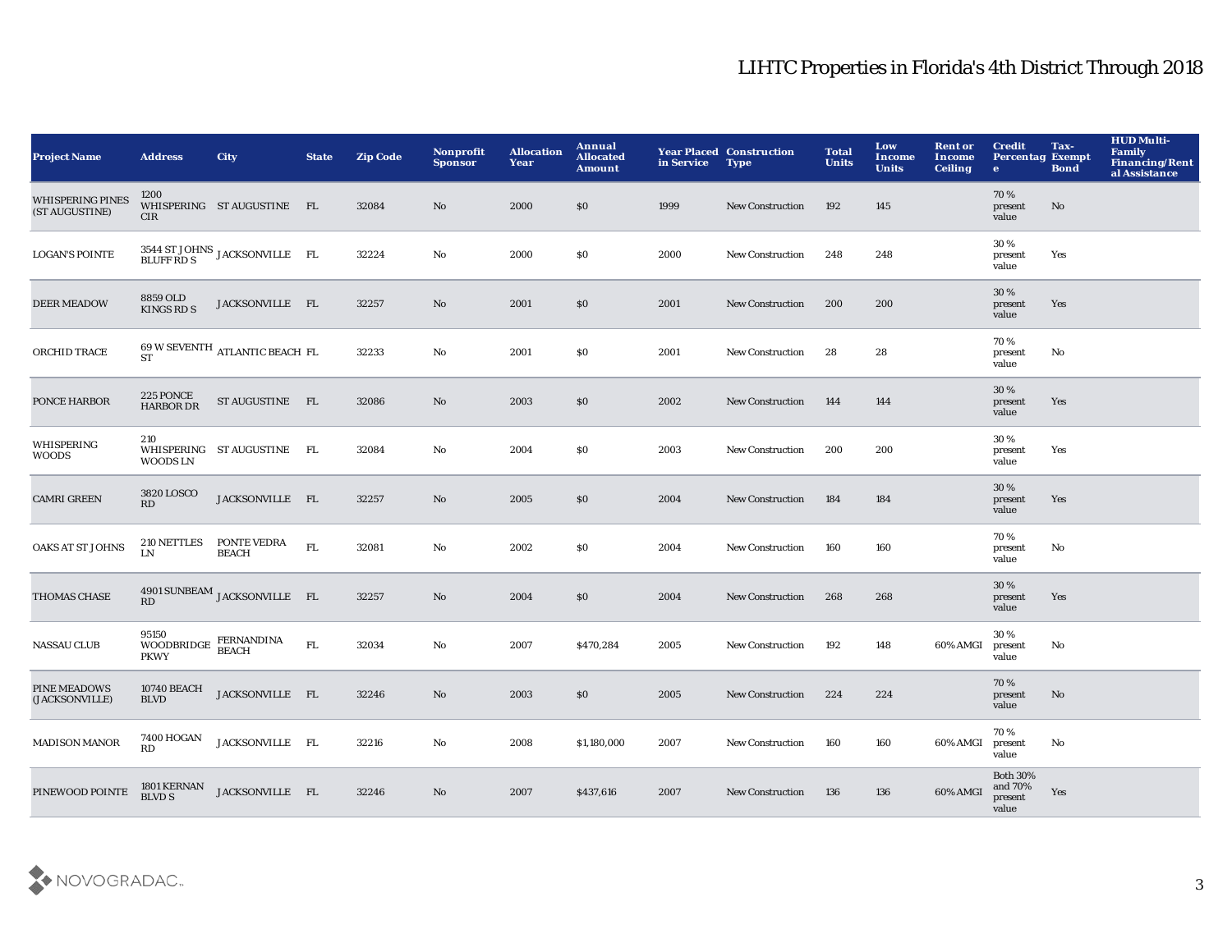# LIHTC Properties in Florida's 4th District Through 2018

| Project Name | Address | City | State | Zip Code | Nonprofit Sponsor | Allocation Year | Annual Allocated Amount | Year Placed in Service | Construction Type | Total Units | Low Income Units | Rent or Income Ceiling | Credit Percentage | Tax-Exempt Bond | HUD Multi-Family Financing/Rental Assistance |
|---|---|---|---|---|---|---|---|---|---|---|---|---|---|---|---|
| WHISPERING PINES (ST AUGUSTINE) | 1200 WHISPERING CIR | ST AUGUSTINE | FL | 32084 | No | 2000 | $0 | 1999 | New Construction | 192 | 145 | | 70 % present value | No | |
| LOGAN'S POINTE | 3544 ST JOHNS BLUFF RD S | JACKSONVILLE | FL | 32224 | No | 2000 | $0 | 2000 | New Construction | 248 | 248 | | 30 % present value | Yes | |
| DEER MEADOW | 8859 OLD KINGS RD S | JACKSONVILLE | FL | 32257 | No | 2001 | $0 | 2001 | New Construction | 200 | 200 | | 30 % present value | Yes | |
| ORCHID TRACE | 69 W SEVENTH ST | ATLANTIC BEACH | FL | 32233 | No | 2001 | $0 | 2001 | New Construction | 28 | 28 | | 70 % present value | No | |
| PONCE HARBOR | 225 PONCE HARBOR DR | ST AUGUSTINE | FL | 32086 | No | 2003 | $0 | 2002 | New Construction | 144 | 144 | | 30 % present value | Yes | |
| WHISPERING WOODS | 210 WHISPERING WOODS LN | ST AUGUSTINE | FL | 32084 | No | 2004 | $0 | 2003 | New Construction | 200 | 200 | | 30 % present value | Yes | |
| CAMRI GREEN | 3820 LOSCO RD | JACKSONVILLE | FL | 32257 | No | 2005 | $0 | 2004 | New Construction | 184 | 184 | | 30 % present value | Yes | |
| OAKS AT ST JOHNS | 210 NETTLES LN | PONTE VEDRA BEACH | FL | 32081 | No | 2002 | $0 | 2004 | New Construction | 160 | 160 | | 70 % present value | No | |
| THOMAS CHASE | 4901 SUNBEAM RD | JACKSONVILLE | FL | 32257 | No | 2004 | $0 | 2004 | New Construction | 268 | 268 | | 30 % present value | Yes | |
| NASSAU CLUB | 95150 WOODBRIDGE PKWY | FERNANDINA BEACH | FL | 32034 | No | 2007 | $470,284 | 2005 | New Construction | 192 | 148 | 60% AMGI | 30 % present value | No | |
| PINE MEADOWS (JACKSONVILLE) | 10740 BEACH BLVD | JACKSONVILLE | FL | 32246 | No | 2003 | $0 | 2005 | New Construction | 224 | 224 | | 70 % present value | No | |
| MADISON MANOR | 7400 HOGAN RD | JACKSONVILLE | FL | 32216 | No | 2008 | $1,180,000 | 2007 | New Construction | 160 | 160 | 60% AMGI | 70 % present value | No | |
| PINEWOOD POINTE | 1801 KERNAN BLVD S | JACKSONVILLE | FL | 32246 | No | 2007 | $437,616 | 2007 | New Construction | 136 | 136 | 60% AMGI | Both 30% and 70% present value | Yes | |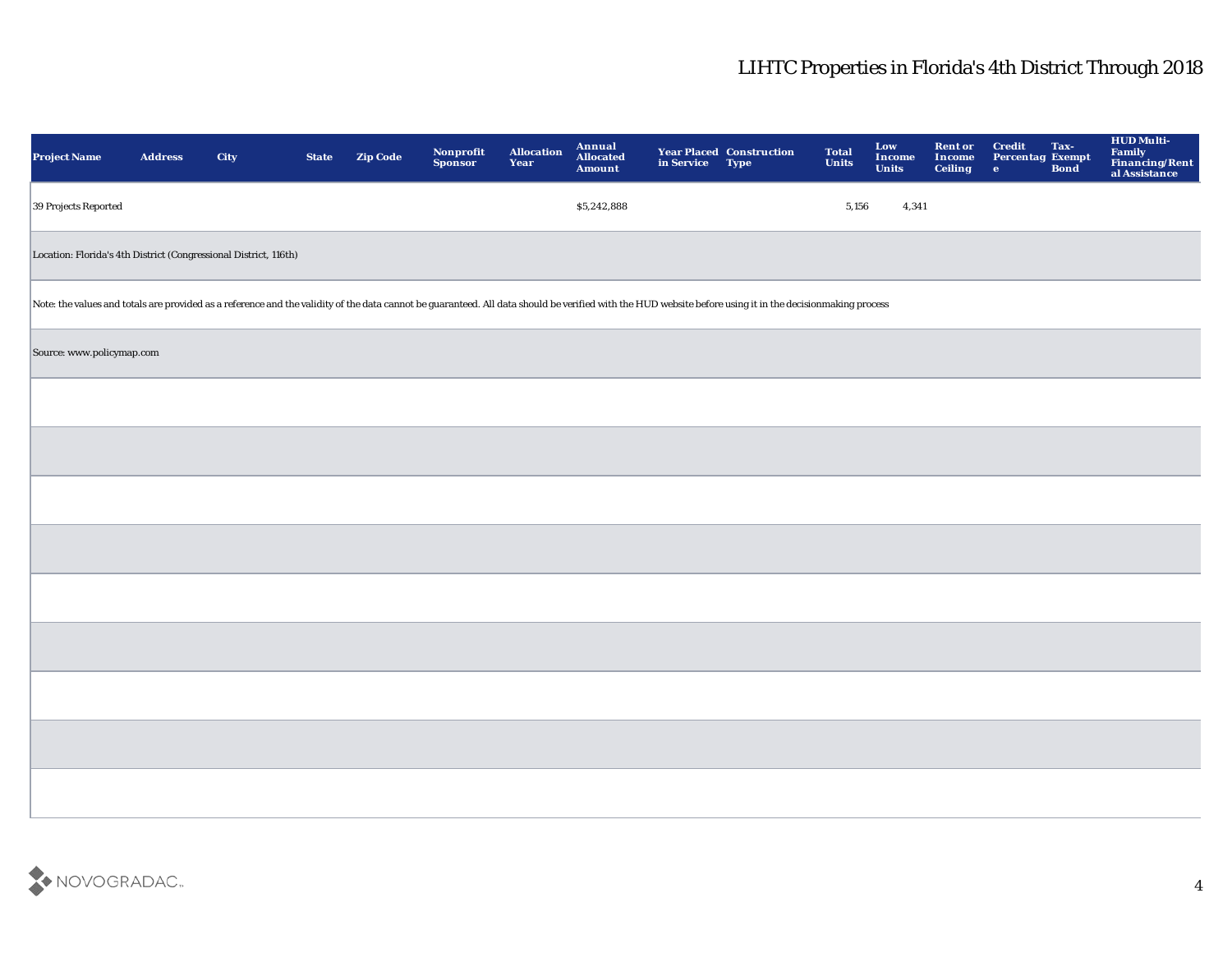# LIHTC Properties in Florida's 4th District Through 2018

| Project Name | Address | City | State | Zip Code | Nonprofit Sponsor | Allocation Year | Annual Allocated Amount | Year Placed in Service | Construction Type | Total Units | Low Income Units | Rent or Income Ceiling | Credit Percentage | Tax-Exempt Bond | HUD Multi-Family Financing/Rental Assistance |
|---|---|---|---|---|---|---|---|---|---|---|---|---|---|---|---|
| 39 Projects Reported | | | | | | | $5,242,888 | | | 5,156 | 4,341 | | | | |
| Location: Florida's 4th District (Congressional District, 116th) | | | | | | | | | | | | | | | |
| Note: the values and totals are provided as a reference and the validity of the data cannot be guaranteed. All data should be verified with the HUD website before using it in the decisionmaking process | | | | | | | | | | | | | | | |
| Source: www.policymap.com | | | | | | | | | | | | | | | |